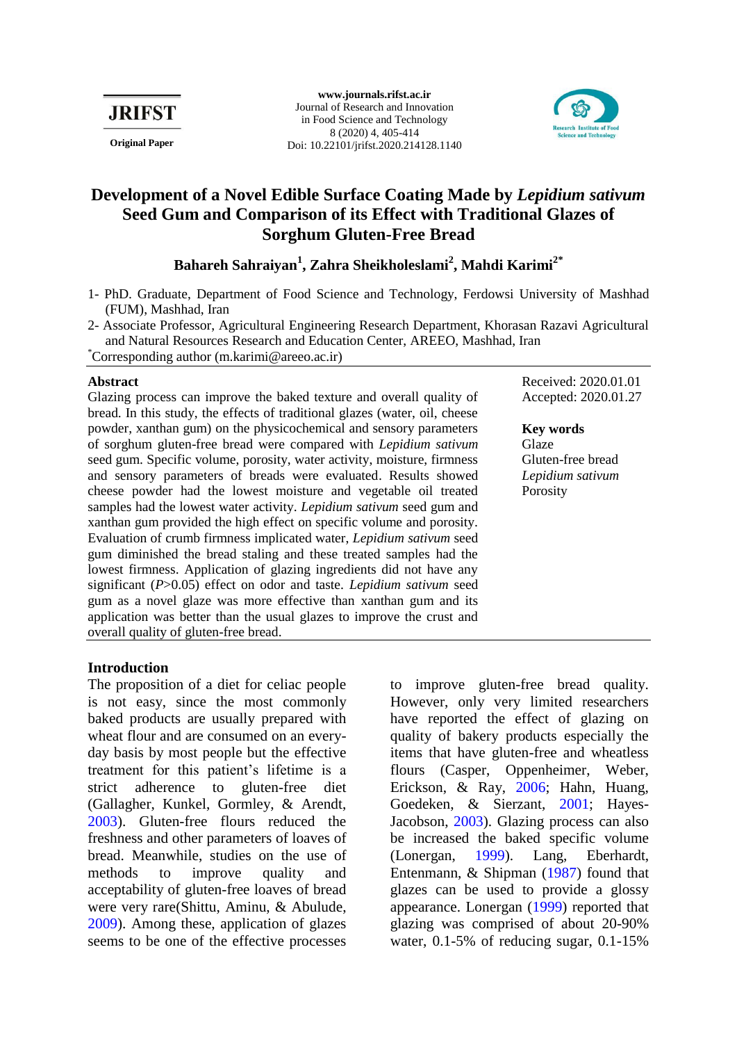JRIFST

Original Paper

www.journals.rifst.ac.ir
Journal of Research and Innovation in Food Science and Technology
8 (2020) 4, 405-414
Doi: 10.22101/jrifst.2020.214128.1140

# Development of a Novel Edible Surface Coating Made by *Lepidium sativum* Seed Gum and Comparison of its Effect with Traditional Glazes of Sorghum Gluten-Free Bread

**Bahareh Sahraiyan[1], Zahra Sheikholeslami[2], Mahdi Karimi[2*]**

1- PhD. Graduate, Department of Food Science and Technology, Ferdowsi University of Mashhad (FUM), Mashhad, Iran

2- Associate Professor, Agricultural Engineering Research Department, Khorasan Razavi Agricultural and Natural Resources Research and Education Center, AREEO, Mashhad, Iran

[*]Corresponding author (m.karimi@areeo.ac.ir)

**Abstract**

Glazing process can improve the baked texture and overall quality of bread. In this study, the effects of traditional glazes (water, oil, cheese powder, xanthan gum) on the physicochemical and sensory parameters of sorghum gluten-free bread were compared with *Lepidium sativum* seed gum. Specific volume, porosity, water activity, moisture, firmness and sensory parameters of breads were evaluated. Results showed cheese powder had the lowest moisture and vegetable oil treated samples had the lowest water activity. *Lepidium sativum* seed gum and xanthan gum provided the high effect on specific volume and porosity. Evaluation of crumb firmness implicated water, *Lepidium sativum* seed gum diminished the bread staling and these treated samples had the lowest firmness. Application of glazing ingredients did not have any significant ($P$>0.05) effect on odor and taste. *Lepidium sativum* seed gum as a novel glaze was more effective than xanthan gum and its application was better than the usual glazes to improve the crust and overall quality of gluten-free bread.

Received: 2020.01.01
Accepted: 2020.01.27

**Key words**
Glaze
Gluten-free bread
*Lepidium sativum*
Porosity

## Introduction

The proposition of a diet for celiac people is not easy, since the most commonly baked products are usually prepared with wheat flour and are consumed on an every-day basis by most people but the effective treatment for this patient's lifetime is a strict adherence to gluten-free diet (Gallagher, Kunkel, Gormley, & Arendt, 2003). Gluten-free flours reduced the freshness and other parameters of loaves of bread. Meanwhile, studies on the use of methods to improve quality and acceptability of gluten-free loaves of bread were very rare(Shittu, Aminu, & Abulude, 2009). Among these, application of glazes seems to be one of the effective processes to improve gluten-free bread quality. However, only very limited researchers have reported the effect of glazing on quality of bakery products especially the items that have gluten-free and wheatless flours (Casper, Oppenheimer, Weber, Erickson, & Ray, 2006; Hahn, Huang, Goedeken, & Sierzant, 2001; Hayes-Jacobson, 2003). Glazing process can also be increased the baked specific volume (Lonergan, 1999). Lang, Eberhardt, Entenmann, & Shipman (1987) found that glazes can be used to provide a glossy appearance. Lonergan (1999) reported that glazing was comprised of about 20-90% water, 0.1-5% of reducing sugar, 0.1-15%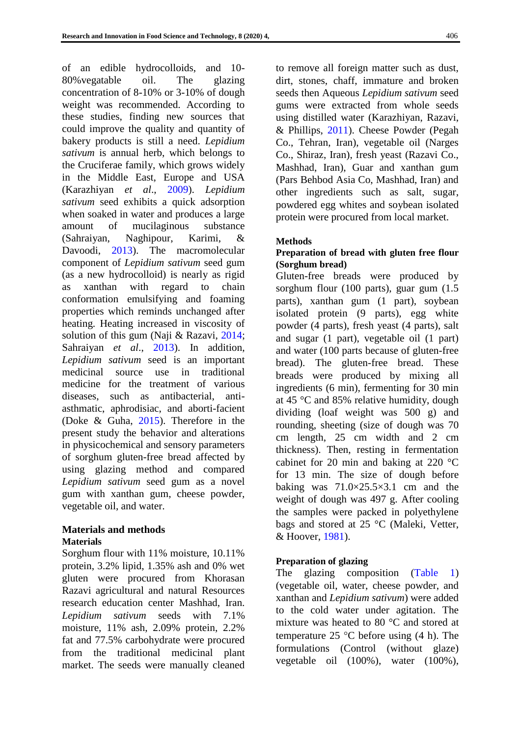of an edible hydrocolloids, and 10-80%vegatable oil. The glazing concentration of 8-10% or 3-10% of dough weight was recommended. According to these studies, finding new sources that could improve the quality and quantity of bakery products is still a need. *Lepidium sativum* is annual herb, which belongs to the Cruciferae family, which grows widely in the Middle East, Europe and USA (Karazhiyan *et al*., 2009). *Lepidium sativum* seed exhibits a quick adsorption when soaked in water and produces a large amount of mucilaginous substance (Sahraiyan, Naghipour, Karimi, & Davoodi, 2013). The macromolecular component of *Lepidium sativum* seed gum (as a new hydrocolloid) is nearly as rigid as xanthan with regard to chain conformation emulsifying and foaming properties which reminds unchanged after heating. Heating increased in viscosity of solution of this gum (Naji & Razavi, 2014; Sahraiyan *et al*., 2013). In addition, *Lepidium sativum* seed is an important medicinal source use in traditional medicine for the treatment of various diseases, such as antibacterial, anti-asthmatic, aphrodisiac, and aborti-facient (Doke & Guha, 2015). Therefore in the present study the behavior and alterations in physicochemical and sensory parameters of sorghum gluten-free bread affected by using glazing method and compared *Lepidium sativum* seed gum as a novel gum with xanthan gum, cheese powder, vegetable oil, and water.

## Materials and methods

### Materials

Sorghum flour with 11% moisture, 10.11% protein, 3.2% lipid, 1.35% ash and 0% wet gluten were procured from Khorasan Razavi agricultural and natural Resources research education center Mashhad, Iran. *Lepidium sativum* seeds with 7.1% moisture, 11% ash, 2.09% protein, 2.2% fat and 77.5% carbohydrate were procured from the traditional medicinal plant market. The seeds were manually cleaned to remove all foreign matter such as dust, dirt, stones, chaff, immature and broken seeds then Aqueous *Lepidium sativum* seed gums were extracted from whole seeds using distilled water (Karazhiyan, Razavi, & Phillips, 2011). Cheese Powder (Pegah Co., Tehran, Iran), vegetable oil (Narges Co., Shiraz, Iran), fresh yeast (Razavi Co., Mashhad, Iran), Guar and xanthan gum (Pars Behbod Asia Co, Mashhad, Iran) and other ingredients such as salt, sugar, powdered egg whites and soybean isolated protein were procured from local market.

### Methods

#### Preparation of bread with gluten free flour (Sorghum bread)

Gluten-free breads were produced by sorghum flour (100 parts), guar gum (1.5 parts), xanthan gum (1 part), soybean isolated protein (9 parts), egg white powder (4 parts), fresh yeast (4 parts), salt and sugar (1 part), vegetable oil (1 part) and water (100 parts because of gluten-free bread). The gluten-free bread. These breads were produced by mixing all ingredients (6 min), fermenting for 30 min at 45 °C and 85% relative humidity, dough dividing (loaf weight was 500 g) and rounding, sheeting (size of dough was 70 cm length, 25 cm width and 2 cm thickness). Then, resting in fermentation cabinet for 20 min and baking at 220 °C for 13 min. The size of dough before baking was 71.0×25.5×3.1 cm and the weight of dough was 497 g. After cooling the samples were packed in polyethylene bags and stored at 25 °C (Maleki, Vetter, & Hoover, 1981).

#### Preparation of glazing

The glazing composition (Table 1) (vegetable oil, water, cheese powder, and xanthan and *Lepidium sativum*) were added to the cold water under agitation. The mixture was heated to 80 °C and stored at temperature 25 °C before using (4 h). The formulations (Control (without glaze) vegetable oil (100%), water (100%),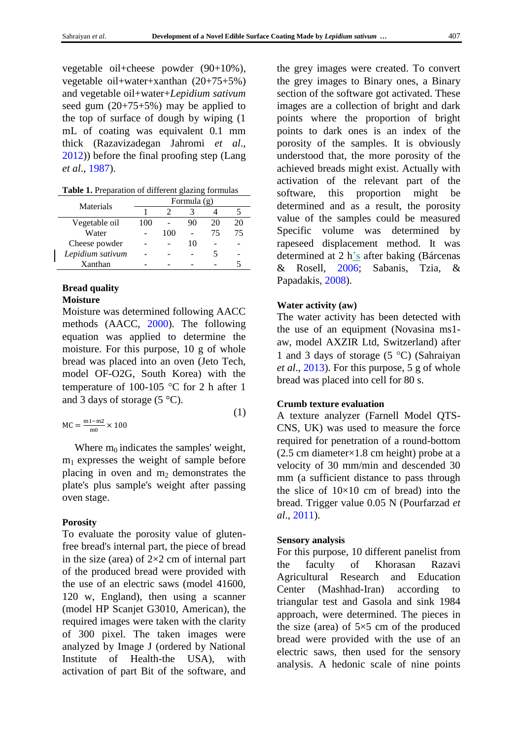vegetable oil+cheese powder (90+10%), vegetable oil+water+xanthan (20+75+5%) and vegetable oil+water+*Lepidium sativum* seed gum (20+75+5%) may be applied to the top of surface of dough by wiping (1 mL of coating was equivalent 0.1 mm thick (Razavizadegan Jahromi *et al*., 2012)) before the final proofing step (Lang *et al*., 1987).

**Table 1.** Preparation of different glazing formulas

| Materials | Formula (g) | | | | |
|---|---|---|---|---|---|
| | 1 | 2 | 3 | 4 | 5 |
| Vegetable oil | 100 | - | 90 | 20 | 20 |
| Water | - | 100 | - | 75 | 75 |
| Cheese powder | - | - | 10 | - | - |
| *Lepidium sativum* | - | - | - | 5 | - |
| Xanthan | - | - | - | - | 5 |

## Bread quality

### Moisture

Moisture was determined following AACC methods (AACC, 2000). The following equation was applied to determine the moisture. For this purpose, 10 g of whole bread was placed into an oven (Jeto Tech, model OF-O2G, South Korea) with the temperature of 100-105 °C for 2 h after 1 and 3 days of storage (5 °C).

$$MC = \frac{m1-m2}{m0} \times 100 \quad (1)$$

Where $m_0$ indicates the samples' weight, $m_1$ expresses the weight of sample before placing in oven and $m_2$ demonstrates the plate's plus sample's weight after passing oven stage.

### Porosity

To evaluate the porosity value of gluten-free bread's internal part, the piece of bread in the size (area) of 2×2 cm of internal part of the produced bread were provided with the use of an electric saws (model 41600, 120 w, England), then using a scanner (model HP Scanjet G3010, American), the required images were taken with the clarity of 300 pixel. The taken images were analyzed by Image J (ordered by National Institute of Health-the USA), with activation of part Bit of the software, and the grey images were created. To convert the grey images to Binary ones, a Binary section of the software got activated. These images are a collection of bright and dark points where the proportion of bright points to dark ones is an index of the porosity of the samples. It is obviously understood that, the more porosity of the achieved breads might exist. Actually with activation of the relevant part of the software, this proportion might be determined and as a result, the porosity value of the samples could be measured Specific volume was determined by rapeseed displacement method. It was determined at 2 h's after baking (Bárcenas & Rosell, 2006; Sabanis, Tzia, & Papadakis, 2008).

### Water activity (aw)

The water activity has been detected with the use of an equipment (Novasina ms1-aw, model AXZIR Ltd, Switzerland) after 1 and 3 days of storage (5 °C) (Sahraiyan *et al*., 2013). For this purpose, 5 g of whole bread was placed into cell for 80 s.

### Crumb texture evaluation

A texture analyzer (Farnell Model QTS-CNS, UK) was used to measure the force required for penetration of a round-bottom (2.5 cm diameter×1.8 cm height) probe at a velocity of 30 mm/min and descended 30 mm (a sufficient distance to pass through the slice of 10×10 cm of bread) into the bread. Trigger value 0.05 N (Pourfarzad *et al*., 2011).

### Sensory analysis

For this purpose, 10 different panelist from the faculty of Khorasan Razavi Agricultural Research and Education Center (Mashhad-Iran) according to triangular test and Gasola and sink 1984 approach, were determined. The pieces in the size (area) of 5×5 cm of the produced bread were provided with the use of an electric saws, then used for the sensory analysis. A hedonic scale of nine points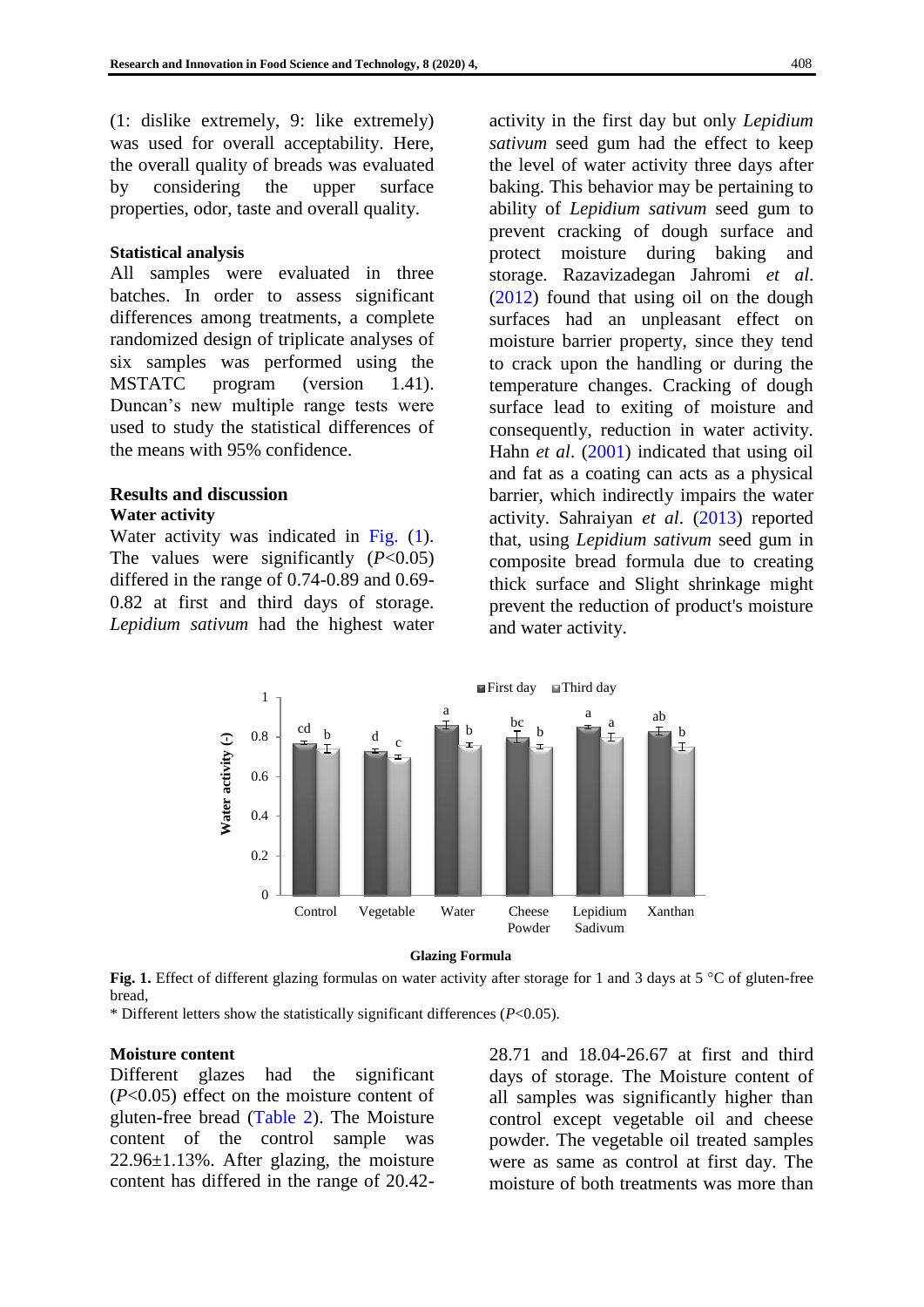(1: dislike extremely, 9: like extremely) was used for overall acceptability. Here, the overall quality of breads was evaluated by considering the upper surface properties, odor, taste and overall quality.

**Statistical analysis**

All samples were evaluated in three batches. In order to assess significant differences among treatments, a complete randomized design of triplicate analyses of six samples was performed using the MSTATC program (version 1.41). Duncan's new multiple range tests were used to study the statistical differences of the means with 95% confidence.

## Results and discussion

### Water activity

Water activity was indicated in Fig. (1). The values were significantly ($P$<0.05) differed in the range of 0.74-0.89 and 0.69-0.82 at first and third days of storage. *Lepidium sativum* had the highest water activity in the first day but only *Lepidium sativum* seed gum had the effect to keep the level of water activity three days after baking. This behavior may be pertaining to ability of *Lepidium sativum* seed gum to prevent cracking of dough surface and protect moisture during baking and storage. Razavizadegan Jahromi *et al*. (2012) found that using oil on the dough surfaces had an unpleasant effect on moisture barrier property, since they tend to crack upon the handling or during the temperature changes. Cracking of dough surface lead to exiting of moisture and consequently, reduction in water activity. Hahn *et al*. (2001) indicated that using oil and fat as a coating can acts as a physical barrier, which indirectly impairs the water activity. Sahraiyan *et al*. (2013) reported that, using *Lepidium sativum* seed gum in composite bread formula due to creating thick surface and Slight shrinkage might prevent the reduction of product's moisture and water activity.

**Fig. 1.** Effect of different glazing formulas on water activity after storage for 1 and 3 days at 5 °C of gluten-free bread,

\* Different letters show the statistically significant differences ($P$<0.05).

### Moisture content

Different glazes had the significant ($P$<0.05) effect on the moisture content of gluten-free bread (Table 2). The Moisture content of the control sample was 22.96±1.13%. After glazing, the moisture content has differed in the range of 20.42-28.71 and 18.04-26.67 at first and third days of storage. The Moisture content of all samples was significantly higher than control except vegetable oil and cheese powder. The vegetable oil treated samples were as same as control at first day. The moisture of both treatments was more than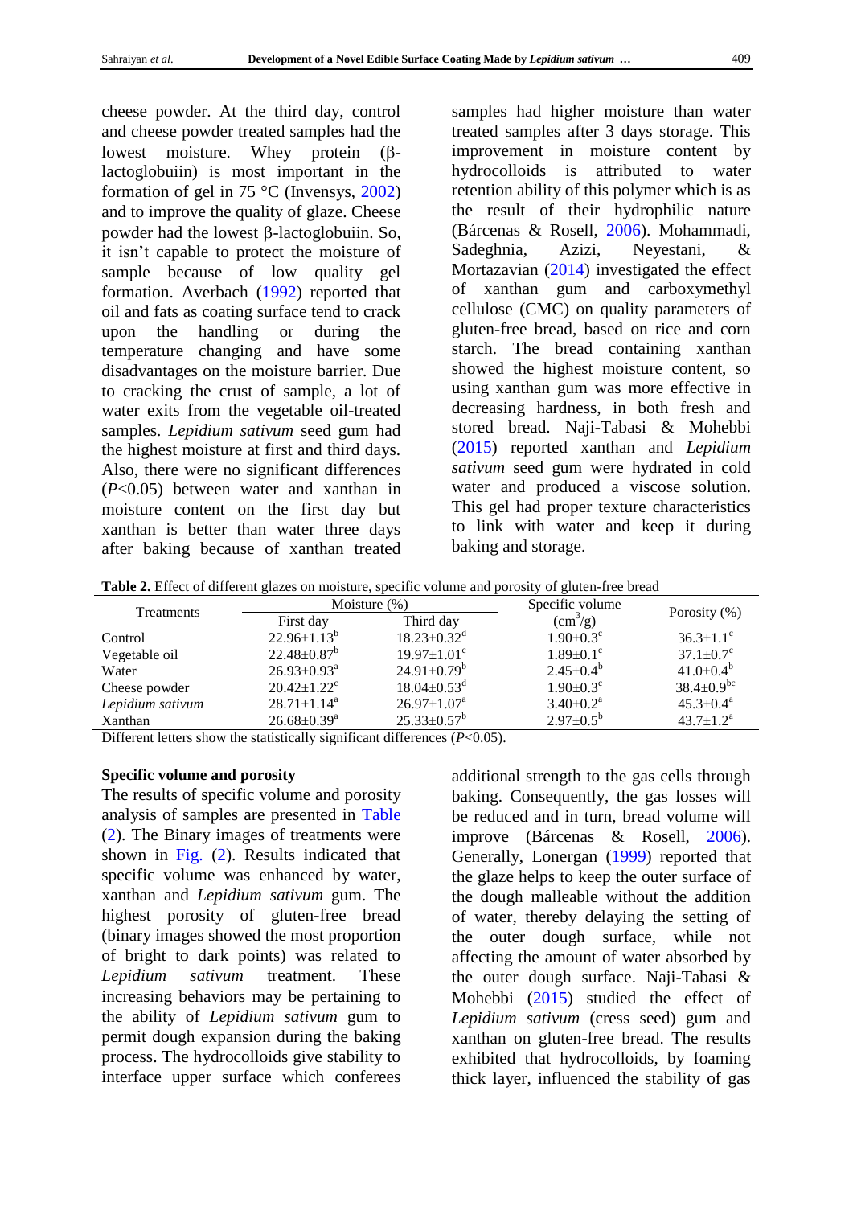cheese powder. At the third day, control and cheese powder treated samples had the lowest moisture. Whey protein (β-lactoglobuiin) is most important in the formation of gel in 75 °C (Invensys, 2002) and to improve the quality of glaze. Cheese powder had the lowest β-lactoglobuiin. So, it isn't capable to protect the moisture of sample because of low quality gel formation. Averbach (1992) reported that oil and fats as coating surface tend to crack upon the handling or during the temperature changing and have some disadvantages on the moisture barrier. Due to cracking the crust of sample, a lot of water exits from the vegetable oil-treated samples. *Lepidium sativum* seed gum had the highest moisture at first and third days. Also, there were no significant differences ($P$<0.05) between water and xanthan in moisture content on the first day but xanthan is better than water three days after baking because of xanthan treated samples had higher moisture than water treated samples after 3 days storage. This improvement in moisture content by hydrocolloids is attributed to water retention ability of this polymer which is as the result of their hydrophilic nature (Bárcenas & Rosell, 2006). Mohammadi, Sadeghnia, Azizi, Neyestani, & Mortazavian (2014) investigated the effect of xanthan gum and carboxymethyl cellulose (CMC) on quality parameters of gluten-free bread, based on rice and corn starch. The bread containing xanthan showed the highest moisture content, so using xanthan gum was more effective in decreasing hardness, in both fresh and stored bread. Naji-Tabasi & Mohebbi (2015) reported xanthan and *Lepidium sativum* seed gum were hydrated in cold water and produced a viscose solution. This gel had proper texture characteristics to link with water and keep it during baking and storage.

**Table 2.** Effect of different glazes on moisture, specific volume and porosity of gluten-free bread

| Treatments | Moisture (%) | | Specific volume ($cm^3/g$) | Porosity (%) |
|---|---|---|---|---|
| | First day | Third day | | |
| Control | 22.96±1.13$^b$ | 18.23±0.32$^d$ | 1.90±0.3$^c$ | 36.3±1.1$^c$ |
| Vegetable oil | 22.48±0.87$^b$ | 19.97±1.01$^c$ | 1.89±0.1$^c$ | 37.1±0.7$^c$ |
| Water | 26.93±0.93$^a$ | 24.91±0.79$^b$ | 2.45±0.4$^b$ | 41.0±0.4$^b$ |
| Cheese powder | 20.42±1.22$^c$ | 18.04±0.53$^d$ | 1.90±0.3$^c$ | 38.4±0.9$^{bc}$ |
| *Lepidium sativum* | 28.71±1.14$^a$ | 26.97±1.07$^a$ | 3.40±0.2$^a$ | 45.3±0.4$^a$ |
| Xanthan | 26.68±0.39$^a$ | 25.33±0.57$^b$ | 2.97±0.5$^b$ | 43.7±1.2$^a$ |

Different letters show the statistically significant differences ($P$<0.05).

**Specific volume and porosity**

The results of specific volume and porosity analysis of samples are presented in Table (2). The Binary images of treatments were shown in Fig. (2). Results indicated that specific volume was enhanced by water, xanthan and *Lepidium sativum* gum. The highest porosity of gluten-free bread (binary images showed the most proportion of bright to dark points) was related to *Lepidium sativum* treatment. These increasing behaviors may be pertaining to the ability of *Lepidium sativum* gum to permit dough expansion during the baking process. The hydrocolloids give stability to interface upper surface which conferees additional strength to the gas cells through baking. Consequently, the gas losses will be reduced and in turn, bread volume will improve (Bárcenas & Rosell, 2006). Generally, Lonergan (1999) reported that the glaze helps to keep the outer surface of the dough malleable without the addition of water, thereby delaying the setting of the outer dough surface, while not affecting the amount of water absorbed by the outer dough surface. Naji-Tabasi & Mohebbi (2015) studied the effect of *Lepidium sativum* (cress seed) gum and xanthan on gluten-free bread. The results exhibited that hydrocolloids, by foaming thick layer, influenced the stability of gas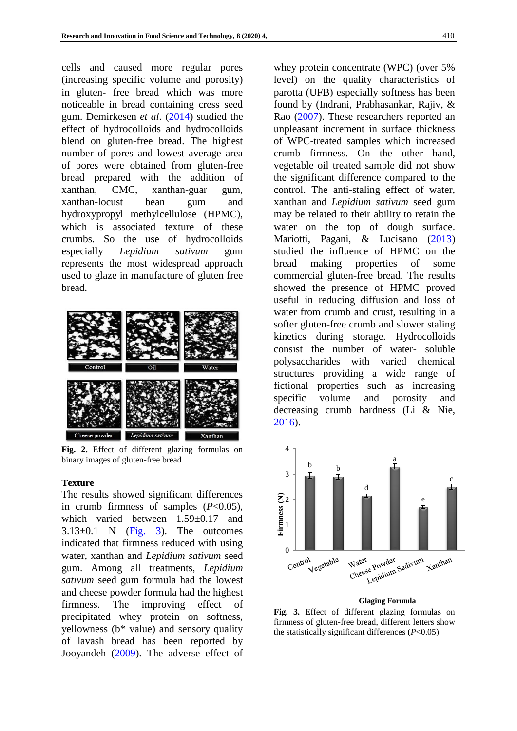cells and caused more regular pores (increasing specific volume and porosity) in gluten- free bread which was more noticeable in bread containing cress seed gum. Demirkesen *et al*. (2014) studied the effect of hydrocolloids and hydrocolloids blend on gluten-free bread. The highest number of pores and lowest average area of pores were obtained from gluten-free bread prepared with the addition of xanthan, CMC, xanthan-guar gum, xanthan-locust bean gum and hydroxypropyl methylcellulose (HPMC), which is associated texture of these crumbs. So the use of hydrocolloids especially *Lepidium sativum* gum represents the most widespread approach used to glaze in manufacture of gluten free bread.

**Fig. 2.** Effect of different glazing formulas on binary images of gluten-free bread

### Texture

The results showed significant differences in crumb firmness of samples ($P<0.05$), which varied between 1.59±0.17 and 3.13±0.1 N (Fig. 3). The outcomes indicated that firmness reduced with using water, xanthan and *Lepidium sativum* seed gum. Among all treatments, *Lepidium sativum* seed gum formula had the lowest and cheese powder formula had the highest firmness. The improving effect of precipitated whey protein on softness, yellowness (b* value) and sensory quality of lavash bread has been reported by Jooyandeh (2009). The adverse effect of whey protein concentrate (WPC) (over 5% level) on the quality characteristics of parotta (UFB) especially softness has been found by (Indrani, Prabhasankar, Rajiv, & Rao (2007). These researchers reported an unpleasant increment in surface thickness of WPC-treated samples which increased crumb firmness. On the other hand, vegetable oil treated sample did not show the significant difference compared to the control. The anti-staling effect of water, xanthan and *Lepidium sativum* seed gum may be related to their ability to retain the water on the top of dough surface. Mariotti, Pagani, & Lucisano (2013) studied the influence of HPMC on the bread making properties of some commercial gluten-free bread. The results showed the presence of HPMC proved useful in reducing diffusion and loss of water from crumb and crust, resulting in a softer gluten-free crumb and slower staling kinetics during storage. Hydrocolloids consist the number of water- soluble polysaccharides with varied chemical structures providing a wide range of fictional properties such as increasing specific volume and porosity and decreasing crumb hardness (Li & Nie, 2016).

**Fig. 3.** Effect of different glazing formulas on firmness of gluten-free bread, different letters show the statistically significant differences ($P<0.05$)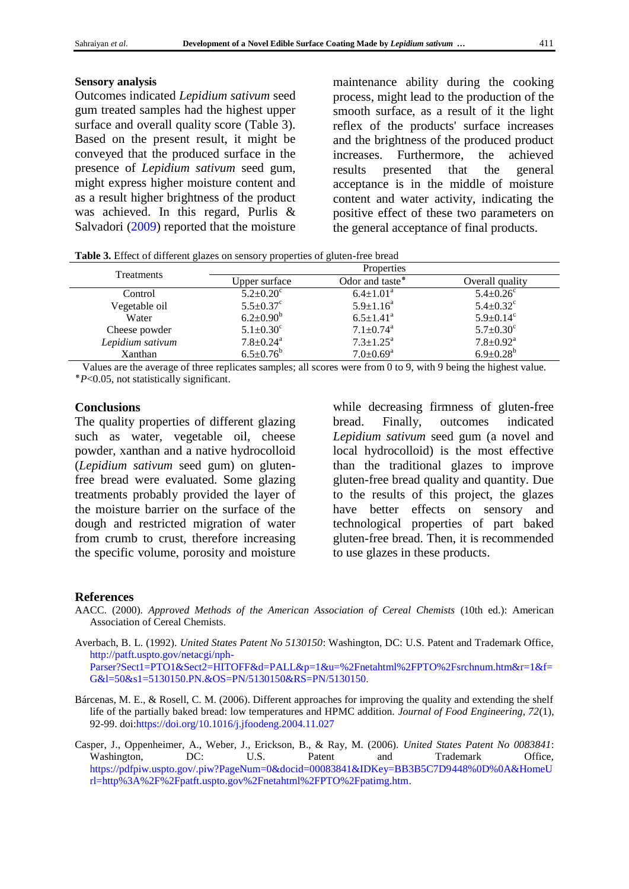### Sensory analysis

Outcomes indicated *Lepidium sativum* seed gum treated samples had the highest upper surface and overall quality score (Table 3). Based on the present result, it might be conveyed that the produced surface in the presence of *Lepidium sativum* seed gum, might express higher moisture content and as a result higher brightness of the product was achieved. In this regard, Purlis & Salvadori (2009) reported that the moisture maintenance ability during the cooking process, might lead to the production of the smooth surface, as a result of it the light reflex of the products' surface increases and the brightness of the produced product increases. Furthermore, the achieved results presented that the general acceptance is in the middle of moisture content and water activity, indicating the positive effect of these two parameters on the general acceptance of final products.

**Table 3.** Effect of different glazes on sensory properties of gluten-free bread

| Treatments | Properties | | |
|---|---|---|---|
| | Upper surface | Odor and taste* | Overall quality |
| Control | $5.2±0.20^c$ | $6.4±1.01^a$ | $5.4±0.26^c$ |
| Vegetable oil | $5.5±0.37^c$ | $5.9±1.16^a$ | $5.4±0.32^c$ |
| Water | $6.2±0.90^b$ | $6.5±1.41^a$ | $5.9±0.14^c$ |
| Cheese powder | $5.1±0.30^c$ | $7.1±0.74^a$ | $5.7±0.30^c$ |
| *Lepidium sativum* | $7.8±0.24^a$ | $7.3±1.25^a$ | $7.8±0.92^a$ |
| Xanthan | $6.5±0.76^b$ | $7.0±0.69^a$ | $6.9±0.28^b$ |

Values are the average of three replicates samples; all scores were from 0 to 9, with 9 being the highest value.
*$P<0.05$, not statistically significant.

## Conclusions

The quality properties of different glazing such as water, vegetable oil, cheese powder, xanthan and a native hydrocolloid (*Lepidium sativum* seed gum) on gluten-free bread were evaluated. Some glazing treatments probably provided the layer of the moisture barrier on the surface of the dough and restricted migration of water from crumb to crust, therefore increasing the specific volume, porosity and moisture while decreasing firmness of gluten-free bread. Finally, outcomes indicated *Lepidium sativum* seed gum (a novel and local hydrocolloid) is the most effective than the traditional glazes to improve gluten-free bread quality and quantity. Due to the results of this project, the glazes have better effects on sensory and technological properties of part baked gluten-free bread. Then, it is recommended to use glazes in these products.

## References

AACC. (2000). *Approved Methods of the American Association of Cereal Chemists* (10th ed.): American Association of Cereal Chemists.

Averbach, B. L. (1992). *United States Patent No 5130150*: Washington, DC: U.S. Patent and Trademark Office, http://patft.uspto.gov/netacgi/nph-Parser?Sect1=PTO1&Sect2=HITOFF&d=PALL&p=1&u=%2Fnetahtml%2FPTO%2Fsrchnum.htm&r=1&f=G&l=50&s1=5130150.PN.&OS=PN/5130150&RS=PN/5130150.

Bárcenas, M. E., & Rosell, C. M. (2006). Different approaches for improving the quality and extending the shelf life of the partially baked bread: low temperatures and HPMC addition. *Journal of Food Engineering, 72*(1), 92-99. doi:https://doi.org/10.1016/j.jfoodeng.2004.11.027

Casper, J., Oppenheimer, A., Weber, J., Erickson, B., & Ray, M. (2006). *United States Patent No 0083841*: Washington, DC: U.S. Patent and Trademark Office, https://pdfpiw.uspto.gov/.piw?PageNum=0&docid=00083841&IDKey=BB3B5C7D9448%0D%0A&HomeUrl=http%3A%2F%2Fpatft.uspto.gov%2Fnetahtml%2FPTO%2Fpatimg.htm.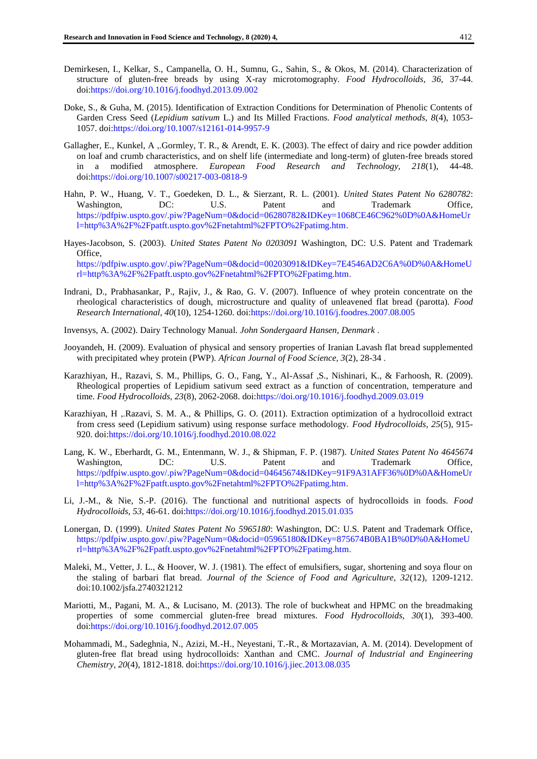Demirkesen, I., Kelkar, S., Campanella, O. H., Sumnu, G., Sahin, S., & Okos, M. (2014). Characterization of structure of gluten-free breads by using X-ray microtomography. *Food Hydrocolloids, 36*, 37-44. doi:https://doi.org/10.1016/j.foodhyd.2013.09.002

Doke, S., & Guha, M. (2015). Identification of Extraction Conditions for Determination of Phenolic Contents of Garden Cress Seed (*Lepidium sativum* L.) and Its Milled Fractions. *Food analytical methods, 8*(4), 1053-1057. doi:https://doi.org/10.1007/s12161-014-9957-9

Gallagher, E., Kunkel, A ,.Gormley, T. R., & Arendt, E. K. (2003). The effect of dairy and rice powder addition on loaf and crumb characteristics, and on shelf life (intermediate and long-term) of gluten-free breads stored in a modified atmosphere. *European Food Research and Technology, 218*(1), 44-48. doi:https://doi.org/10.1007/s00217-003-0818-9

Hahn, P. W., Huang, V. T., Goedeken, D. L., & Sierzant, R. L. (2001). *United States Patent No 6280782*: Washington, DC: U.S. Patent and Trademark Office, https://pdfpiw.uspto.gov/.piw?PageNum=0&docid=06280782&IDKey=1068CE46C962%0D%0A&HomeUrl=http%3A%2F%2Fpatft.uspto.gov%2Fnetahtml%2FPTO%2Fpatimg.htm.

Hayes-Jacobson, S. (2003). *United States Patent No 0203091* Washington, DC: U.S. Patent and Trademark Office, https://pdfpiw.uspto.gov/.piw?PageNum=0&docid=00203091&IDKey=7E4546AD2C6A%0D%0A&HomeUrl=http%3A%2F%2Fpatft.uspto.gov%2Fnetahtml%2FPTO%2Fpatimg.htm.

Indrani, D., Prabhasankar, P., Rajiv, J., & Rao, G. V. (2007). Influence of whey protein concentrate on the rheological characteristics of dough, microstructure and quality of unleavened flat bread (parotta). *Food Research International, 40*(10), 1254-1260. doi:https://doi.org/10.1016/j.foodres.2007.08.005

Invensys, A. (2002). Dairy Technology Manual. *John Sondergaard Hansen, Denmark* .

Jooyandeh, H. (2009). Evaluation of physical and sensory properties of Iranian Lavash flat bread supplemented with precipitated whey protein (PWP). *African Journal of Food Science, 3*(2), 28-34 .

Karazhiyan, H., Razavi, S. M., Phillips, G. O., Fang, Y., Al-Assaf ,S., Nishinari, K., & Farhoosh, R. (2009). Rheological properties of Lepidium sativum seed extract as a function of concentration, temperature and time. *Food Hydrocolloids, 23*(8), 2062-2068. doi:https://doi.org/10.1016/j.foodhyd.2009.03.019

Karazhiyan, H ,.Razavi, S. M. A., & Phillips, G. O. (2011). Extraction optimization of a hydrocolloid extract from cress seed (Lepidium sativum) using response surface methodology. *Food Hydrocolloids, 25*(5), 915-920. doi:https://doi.org/10.1016/j.foodhyd.2010.08.022

Lang, K. W., Eberhardt, G. M., Entenmann, W. J., & Shipman, F. P. (1987). *United States Patent No 4645674* Washington, DC: U.S. Patent and Trademark Office, https://pdfpiw.uspto.gov/.piw?PageNum=0&docid=04645674&IDKey=91F9A31AFF36%0D%0A&HomeUrl=http%3A%2F%2Fpatft.uspto.gov%2Fnetahtml%2FPTO%2Fpatimg.htm.

Li, J.-M., & Nie, S.-P. (2016). The functional and nutritional aspects of hydrocolloids in foods. *Food Hydrocolloids, 53*, 46-61. doi:https://doi.org/10.1016/j.foodhyd.2015.01.035

Lonergan, D. (1999). *United States Patent No 5965180*: Washington, DC: U.S. Patent and Trademark Office, https://pdfpiw.uspto.gov/.piw?PageNum=0&docid=05965180&IDKey=875674B0BA1B%0D%0A&HomeUrl=http%3A%2F%2Fpatft.uspto.gov%2Fnetahtml%2FPTO%2Fpatimg.htm.

Maleki, M., Vetter, J. L., & Hoover, W. J. (1981). The effect of emulsifiers, sugar, shortening and soya flour on the staling of barbari flat bread. *Journal of the Science of Food and Agriculture, 32*(12), 1209-1212. doi:10.1002/jsfa.2740321212

Mariotti, M., Pagani, M. A., & Lucisano, M. (2013). The role of buckwheat and HPMC on the breadmaking properties of some commercial gluten-free bread mixtures. *Food Hydrocolloids, 30*(1), 393-400. doi:https://doi.org/10.1016/j.foodhyd.2012.07.005

Mohammadi, M., Sadeghnia, N., Azizi, M.-H., Neyestani, T.-R., & Mortazavian, A. M. (2014). Development of gluten-free flat bread using hydrocolloids: Xanthan and CMC. *Journal of Industrial and Engineering Chemistry, 20*(4), 1812-1818. doi:https://doi.org/10.1016/j.jiec.2013.08.035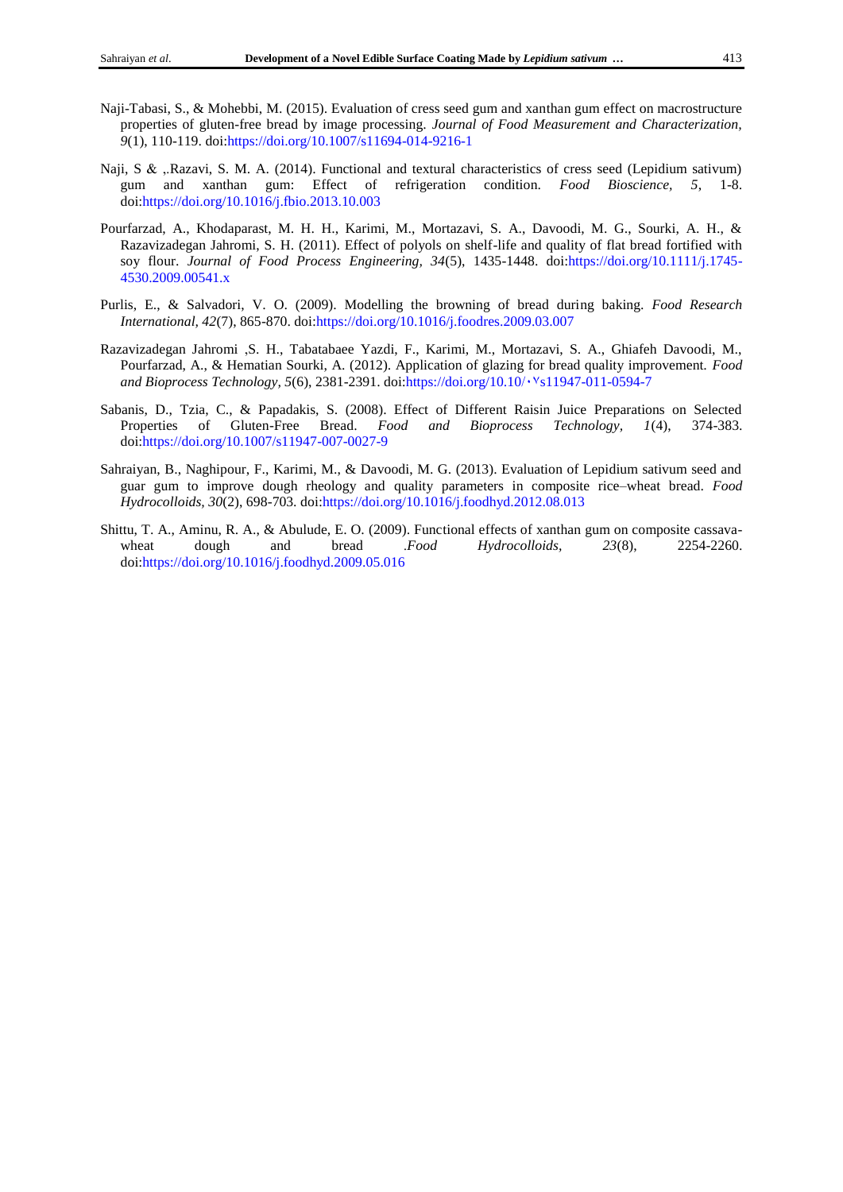Naji-Tabasi, S., & Mohebbi, M. (2015). Evaluation of cress seed gum and xanthan gum effect on macrostructure properties of gluten-free bread by image processing. *Journal of Food Measurement and Characterization, 9*(1), 110-119. doi:https://doi.org/10.1007/s11694-014-9216-1

Naji, S & ,.Razavi, S. M. A. (2014). Functional and textural characteristics of cress seed (Lepidium sativum) gum and xanthan gum: Effect of refrigeration condition. *Food Bioscience, 5*, 1-8. doi:https://doi.org/10.1016/j.fbio.2013.10.003

Pourfarzad, A., Khodaparast, M. H. H., Karimi, M., Mortazavi, S. A., Davoodi, M. G., Sourki, A. H., & Razavizadegan Jahromi, S. H. (2011). Effect of polyols on shelf-life and quality of flat bread fortified with soy flour. *Journal of Food Process Engineering, 34*(5), 1435-1448. doi:https://doi.org/10.1111/j.1745-4530.2009.00541.x

Purlis, E., & Salvadori, V. O. (2009). Modelling the browning of bread during baking. *Food Research International, 42*(7), 865-870. doi:https://doi.org/10.1016/j.foodres.2009.03.007

Razavizadegan Jahromi ,S. H., Tabatabaee Yazdi, F., Karimi, M., Mortazavi, S. A., Ghiafeh Davoodi, M., Pourfarzad, A., & Hematian Sourki, A. (2012). Application of glazing for bread quality improvement. *Food and Bioprocess Technology, 5*(6), 2381-2391. doi:https://doi.org/10.10/۰۷s11947-011-0594-7

Sabanis, D., Tzia, C., & Papadakis, S. (2008). Effect of Different Raisin Juice Preparations on Selected Properties of Gluten-Free Bread. *Food and Bioprocess Technology, 1*(4), 374-383. doi:https://doi.org/10.1007/s11947-007-0027-9

Sahraiyan, B., Naghipour, F., Karimi, M., & Davoodi, M. G. (2013). Evaluation of Lepidium sativum seed and guar gum to improve dough rheology and quality parameters in composite rice–wheat bread. *Food Hydrocolloids, 30*(2), 698-703. doi:https://doi.org/10.1016/j.foodhyd.2012.08.013

Shittu, T. A., Aminu, R. A., & Abulude, E. O. (2009). Functional effects of xanthan gum on composite cassava-wheat dough and bread .*Food Hydrocolloids, 23*(8), 2254-2260. doi:https://doi.org/10.1016/j.foodhyd.2009.05.016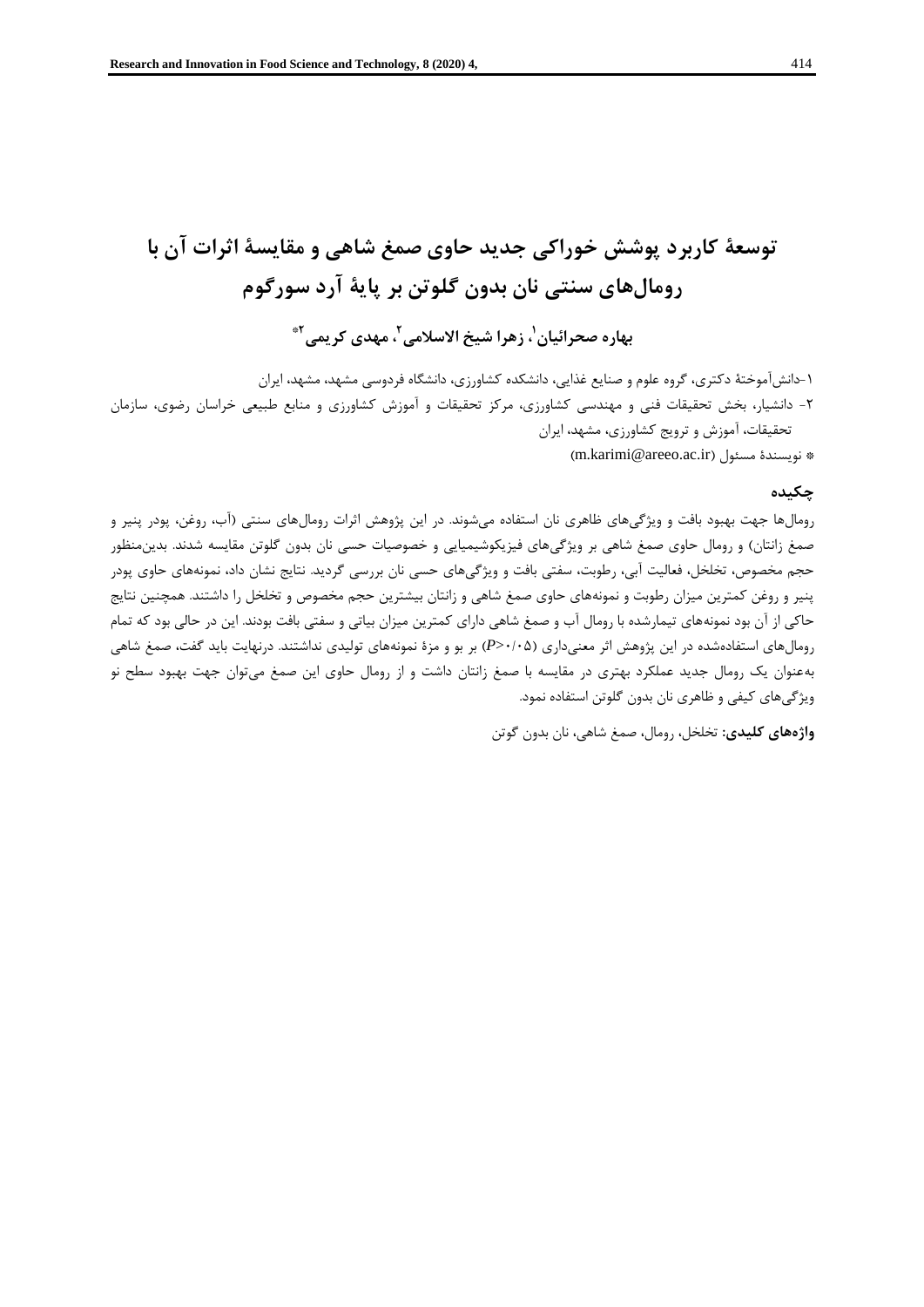# توسعهٔ کاربرد پوشش خوراکی جدید حاوی صمغ شاهی و مقایسهٔ اثرات آن با رومال‌های سنتی نان بدون گلوتن بر پایهٔ آرد سورگوم

**بهاره صحرائیان[1]، زهرا شیخ الاسلامی[2]، مهدی کریمی[2]*​**

۱-دانش‌آموختهٔ دکتری، گروه علوم و صنایع غذایی، دانشکده کشاورزی، دانشگاه فردوسی مشهد، مشهد، ایران

۲- دانشیار، بخش تحقیقات فنی و مهندسی کشاورزی، مرکز تحقیقات و آموزش کشاورزی و منابع طبیعی خراسان رضوی، سازمان تحقیقات، آموزش و ترویج کشاورزی، مشهد، ایران

* نویسندهٔ مسئول (m.karimi@areeo.ac.ir)

## چکیده

رومال‌ها جهت بهبود بافت و ویژگی‌های ظاهری نان استفاده می‌شوند. در این پژوهش اثرات رومال‌های سنتی (آب، روغن، پودر پنیر و صمغ زانتان) و رومال حاوی صمغ شاهی بر ویژگی‌های فیزیکوشیمیایی و خصوصیات حسی نان بدون گلوتن مقایسه شدند. بدین‌منظور حجم مخصوص، تخلخل، فعالیت آبی، رطوبت، سفتی بافت و ویژگی‌های حسی نان بررسی گردید. نتایج نشان داد، نمونه‌های حاوی پودر پنیر و روغن کمترین میزان رطوبت و نمونه‌های حاوی صمغ شاهی و زانتان بیشترین حجم مخصوص و تخلخل را داشتند. همچنین نتایج حاکی از آن بود نمونه‌های تیمارشده با رومال آب و صمغ شاهی دارای کمترین میزان بیاتی و سفتی بافت بودند. این در حالی بود که تمام رومال‌های استفاده‌شده در این پژوهش اثر معنی‌داری ($P>0.05$) بر بو و مزهٔ نمونه‌های تولیدی نداشتند. درنهایت باید گفت، صمغ شاهی به‌عنوان یک رومال جدید عملکرد بهتری در مقایسه با صمغ زانتان داشت و از رومال حاوی این صمغ می‌توان جهت بهبود سطح نو ویژگی‌های کیفی و ظاهری نان بدون گلوتن استفاده نمود.

**واژه‌های کلیدی:** تخلخل، رومال، صمغ شاهی، نان بدون گوتن